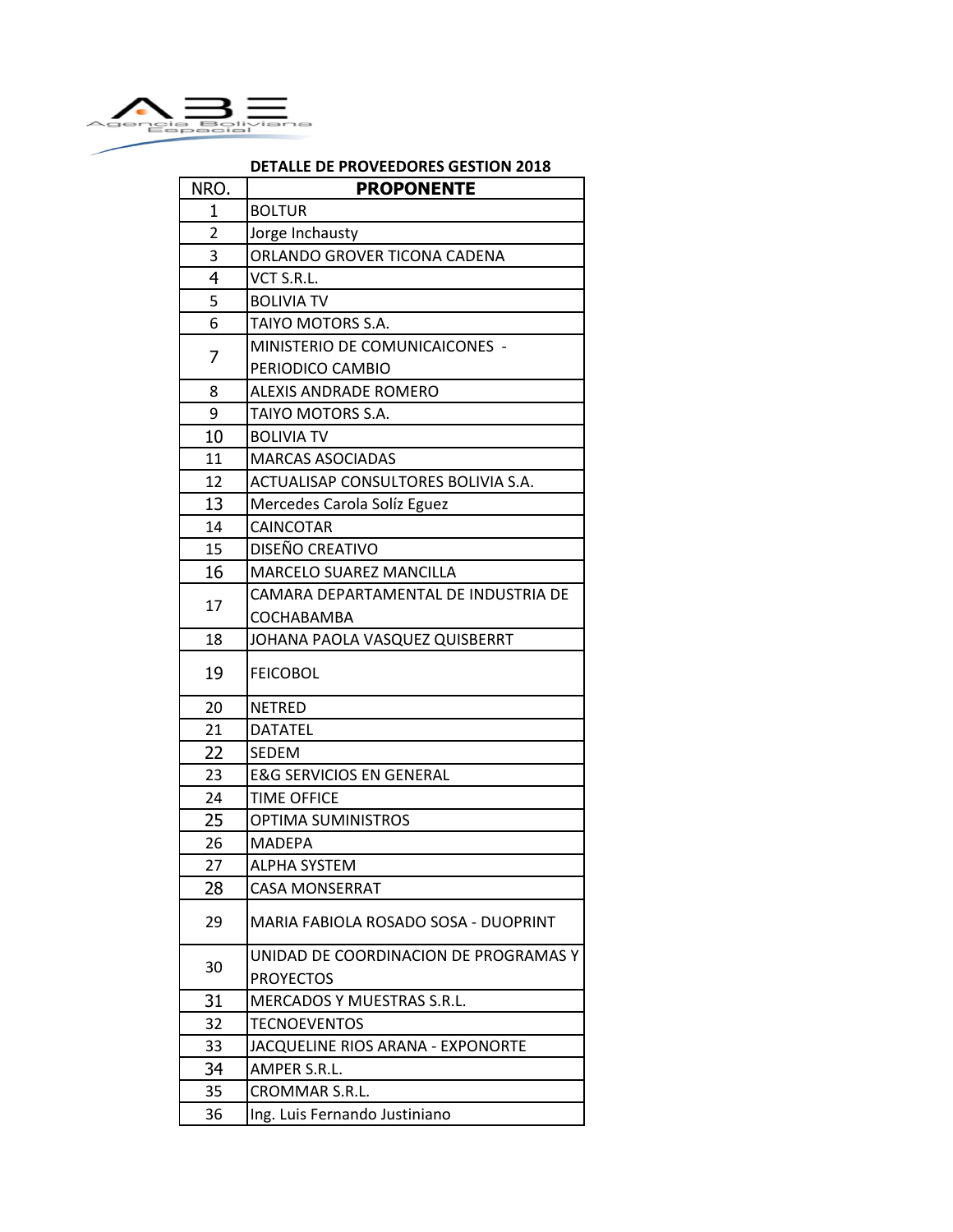Agencia Boliviana Espacial

## DETALLE DE PROVEEDORES GESTION 2018

| NRO. | PROPONENTE |
|---|---|
| 1 | BOLTUR |
| 2 | Jorge Inchausty |
| 3 | ORLANDO GROVER TICONA CADENA |
| 4 | VCT S.R.L. |
| 5 | BOLIVIA TV |
| 6 | TAIYO MOTORS S.A. |
| 7 | MINISTERIO DE COMUNICAICONES - PERIODICO CAMBIO |
| 8 | ALEXIS ANDRADE ROMERO |
| 9 | TAIYO MOTORS S.A. |
| 10 | BOLIVIA TV |
| 11 | MARCAS ASOCIADAS |
| 12 | ACTUALISAP CONSULTORES BOLIVIA S.A. |
| 13 | Mercedes Carola Solíz Eguez |
| 14 | CAINCOTAR |
| 15 | DISEÑO CREATIVO |
| 16 | MARCELO SUAREZ MANCILLA |
| 17 | CAMARA DEPARTAMENTAL DE INDUSTRIA DE COCHABAMBA |
| 18 | JOHANA PAOLA VASQUEZ QUISBERRT |
| 19 | FEICOBOL |
| 20 | NETRED |
| 21 | DATATEL |
| 22 | SEDEM |
| 23 | E&G SERVICIOS EN GENERAL |
| 24 | TIME OFFICE |
| 25 | OPTIMA SUMINISTROS |
| 26 | MADEPA |
| 27 | ALPHA SYSTEM |
| 28 | CASA MONSERRAT |
| 29 | MARIA FABIOLA ROSADO SOSA - DUOPRINT |
| 30 | UNIDAD DE COORDINACION DE PROGRAMAS Y PROYECTOS |
| 31 | MERCADOS Y MUESTRAS S.R.L. |
| 32 | TECNOEVENTOS |
| 33 | JACQUELINE RIOS ARANA - EXPONORTE |
| 34 | AMPER S.R.L. |
| 35 | CROMMAR S.R.L. |
| 36 | Ing. Luis Fernando Justiniano |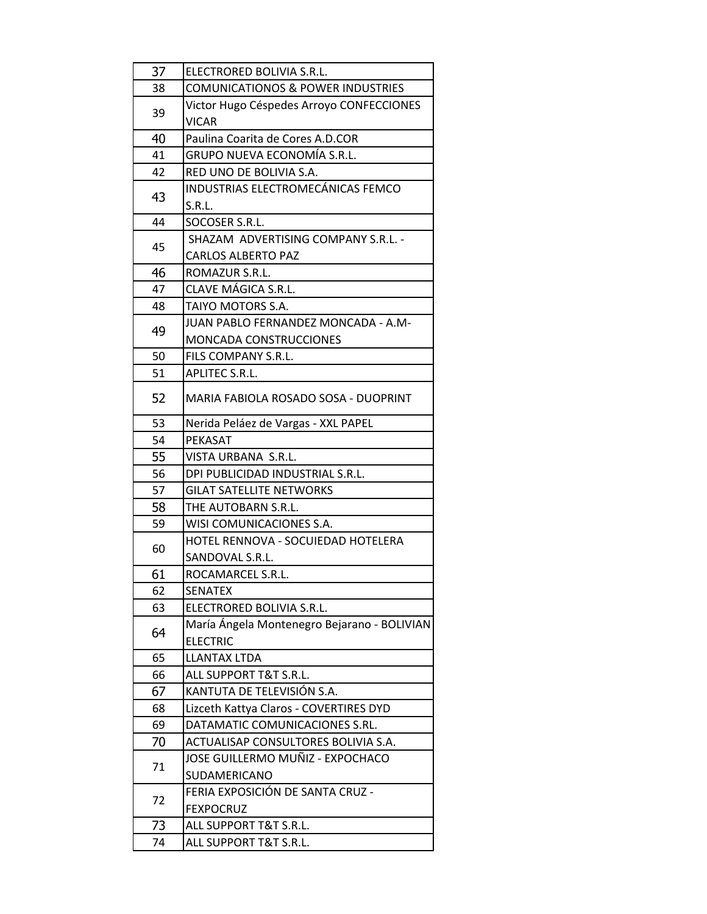| 37 | ELECTRORED BOLIVIA S.R.L. |
|---|---|
| 38 | COMUNICATIONOS & POWER INDUSTRIES |
| 39 | Victor Hugo Céspedes Arroyo CONFECCIONES VICAR |
| 40 | Paulina Coarita de Cores A.D.COR |
| 41 | GRUPO NUEVA ECONOMÍA S.R.L. |
| 42 | RED UNO DE BOLIVIA S.A. |
| 43 | INDUSTRIAS ELECTROMECÁNICAS FEMCO S.R.L. |
| 44 | SOCOSER S.R.L. |
| 45 | SHAZAM ADVERTISING COMPANY S.R.L. - CARLOS ALBERTO PAZ |
| 46 | ROMAZUR S.R.L. |
| 47 | CLAVE MÁGICA S.R.L. |
| 48 | TAIYO MOTORS S.A. |
| 49 | JUAN PABLO FERNANDEZ MONCADA - A.M-MONCADA CONSTRUCCIONES |
| 50 | FILS COMPANY S.R.L. |
| 51 | APLITEC S.R.L. |
| 52 | MARIA FABIOLA ROSADO SOSA - DUOPRINT |
| 53 | Nerida Peláez de Vargas - XXL PAPEL |
| 54 | PEKASAT |
| 55 | VISTA URBANA S.R.L. |
| 56 | DPI PUBLICIDAD INDUSTRIAL S.R.L. |
| 57 | GILAT SATELLITE NETWORKS |
| 58 | THE AUTOBARN S.R.L. |
| 59 | WISI COMUNICACIONES S.A. |
| 60 | HOTEL RENNOVA - SOCUIEDAD HOTELERA SANDOVAL S.R.L. |
| 61 | ROCAMARCEL S.R.L. |
| 62 | SENATEX |
| 63 | ELECTRORED BOLIVIA S.R.L. |
| 64 | María Ángela Montenegro Bejarano - BOLIVIAN ELECTRIC |
| 65 | LLANTAX LTDA |
| 66 | ALL SUPPORT T&T S.R.L. |
| 67 | KANTUTA DE TELEVISIÓN S.A. |
| 68 | Lizceth Kattya Claros - COVERTIRES DYD |
| 69 | DATAMATIC COMUNICACIONES S.RL. |
| 70 | ACTUALISAP CONSULTORES BOLIVIA S.A. |
| 71 | JOSE GUILLERMO MUÑIZ - EXPOCHACO SUDAMERICANO |
| 72 | FERIA EXPOSICIÓN DE SANTA CRUZ - FEXPOCRUZ |
| 73 | ALL SUPPORT T&T S.R.L. |
| 74 | ALL SUPPORT T&T S.R.L. |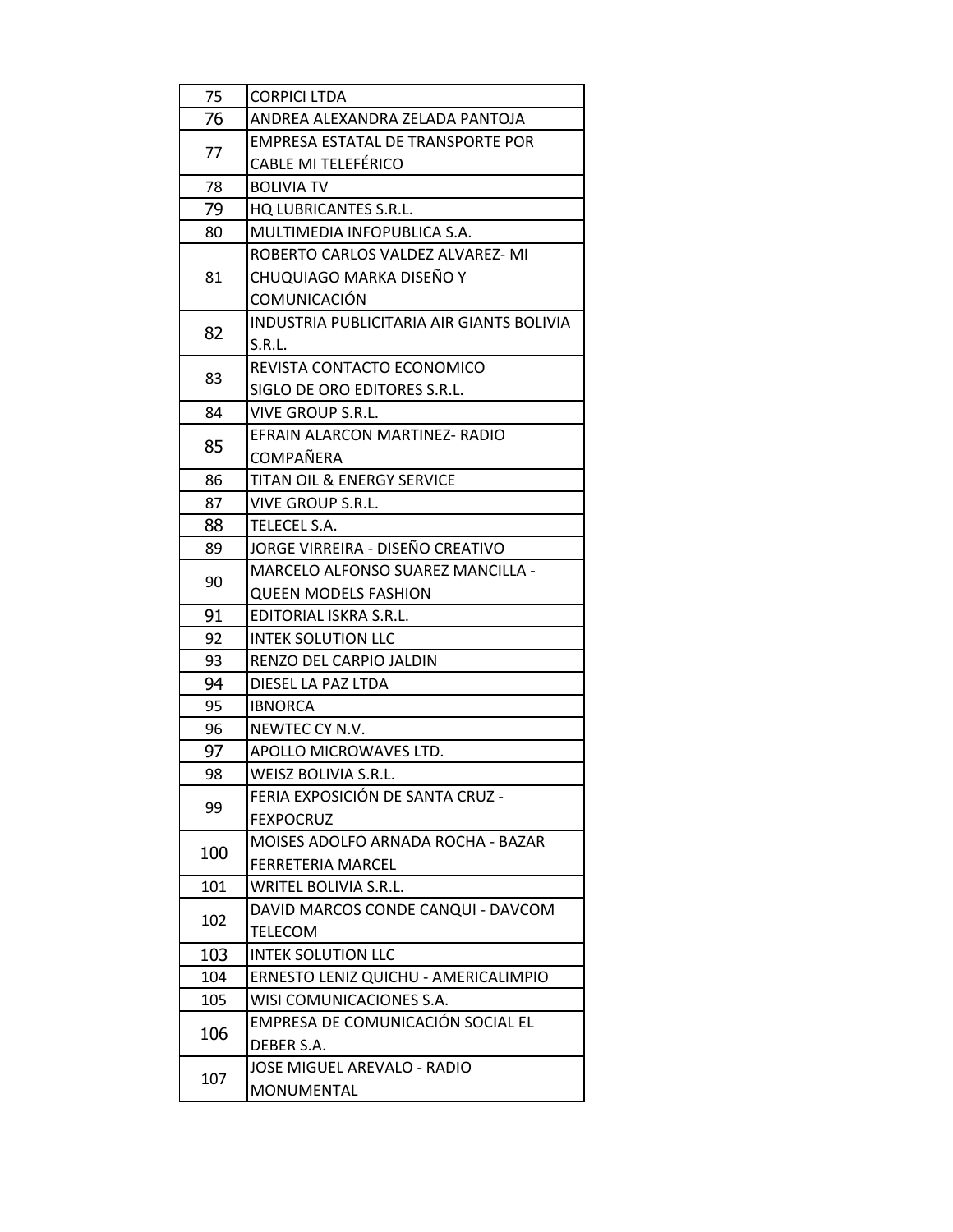| 75 | CORPICI LTDA |
|---|---|
| 76 | ANDREA ALEXANDRA ZELADA PANTOJA |
| 77 | EMPRESA ESTATAL DE TRANSPORTE POR CABLE MI TELEFÉRICO |
| 78 | BOLIVIA TV |
| 79 | HQ LUBRICANTES S.R.L. |
| 80 | MULTIMEDIA INFOPUBLICA S.A. |
| 81 | ROBERTO CARLOS VALDEZ ALVAREZ- MI CHUQUIAGO MARKA DISEÑO Y COMUNICACIÓN |
| 82 | INDUSTRIA PUBLICITARIA AIR GIANTS BOLIVIA S.R.L. |
| 83 | REVISTA CONTACTO ECONOMICO SIGLO DE ORO EDITORES S.R.L. |
| 84 | VIVE GROUP S.R.L. |
| 85 | EFRAIN ALARCON MARTINEZ- RADIO COMPAÑERA |
| 86 | TITAN OIL & ENERGY SERVICE |
| 87 | VIVE GROUP S.R.L. |
| 88 | TELECEL S.A. |
| 89 | JORGE VIRREIRA - DISEÑO CREATIVO |
| 90 | MARCELO ALFONSO SUAREZ MANCILLA - QUEEN MODELS FASHION |
| 91 | EDITORIAL ISKRA S.R.L. |
| 92 | INTEK SOLUTION LLC |
| 93 | RENZO DEL CARPIO JALDIN |
| 94 | DIESEL LA PAZ LTDA |
| 95 | IBNORCA |
| 96 | NEWTEC CY N.V. |
| 97 | APOLLO MICROWAVES LTD. |
| 98 | WEISZ BOLIVIA S.R.L. |
| 99 | FERIA EXPOSICIÓN DE SANTA CRUZ - FEXPOCRUZ |
| 100 | MOISES ADOLFO ARNADA ROCHA - BAZAR FERRETERIA MARCEL |
| 101 | WRITEL BOLIVIA S.R.L. |
| 102 | DAVID MARCOS CONDE CANQUI - DAVCOM TELECOM |
| 103 | INTEK SOLUTION LLC |
| 104 | ERNESTO LENIZ QUICHU - AMERICALIMPIO |
| 105 | WISI COMUNICACIONES S.A. |
| 106 | EMPRESA DE COMUNICACIÓN SOCIAL EL DEBER S.A. |
| 107 | JOSE MIGUEL AREVALO - RADIO MONUMENTAL |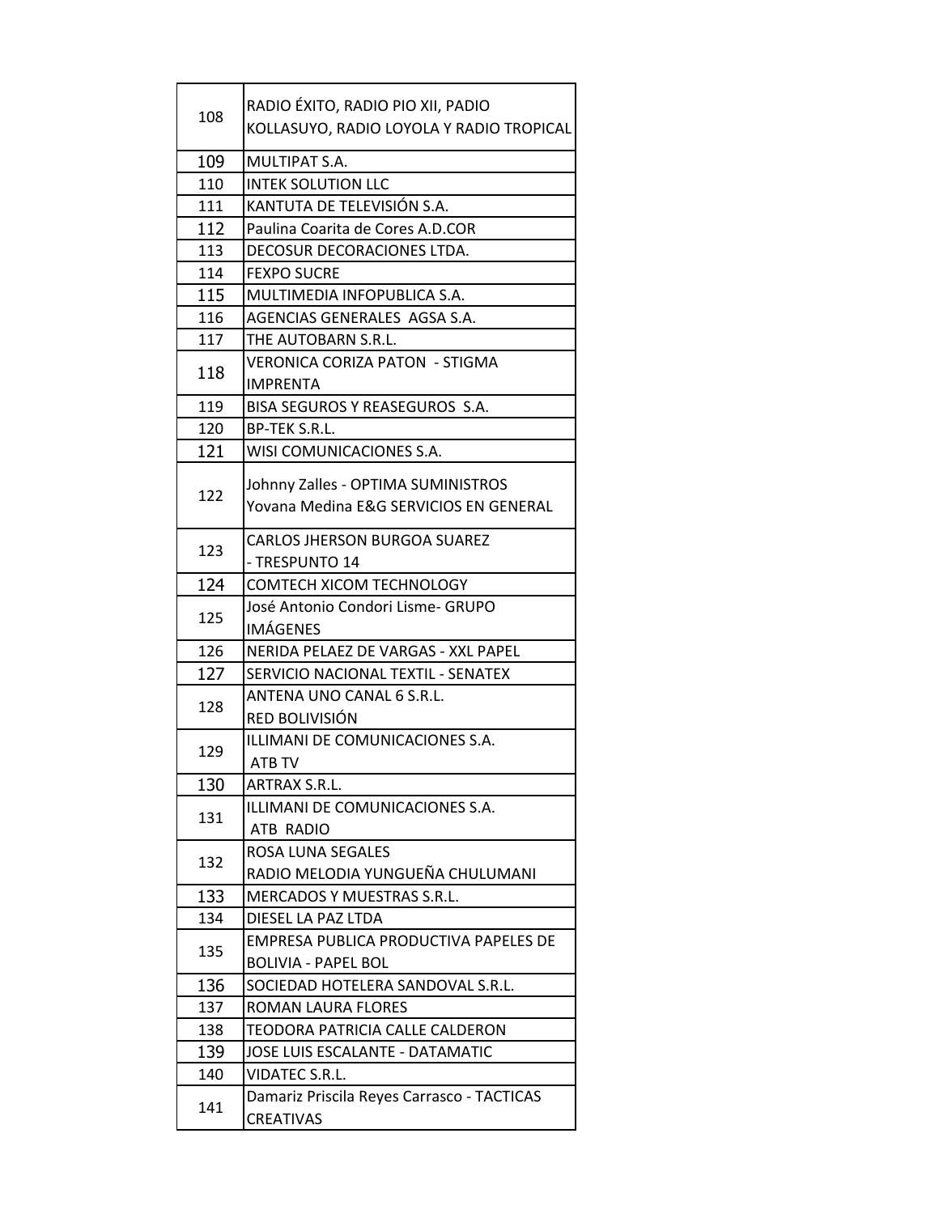| | |
|---|---|
| 108 | RADIO ÉXITO, RADIO PIO XII, PADIO KOLLASUYO, RADIO LOYOLA Y RADIO TROPICAL |
| 109 | MULTIPAT S.A. |
| 110 | INTEK SOLUTION LLC |
| 111 | KANTUTA DE TELEVISIÓN S.A. |
| 112 | Paulina Coarita de Cores A.D.COR |
| 113 | DECOSUR DECORACIONES LTDA. |
| 114 | FEXPO SUCRE |
| 115 | MULTIMEDIA INFOPUBLICA S.A. |
| 116 | AGENCIAS GENERALES AGSA S.A. |
| 117 | THE AUTOBARN S.R.L. |
| 118 | VERONICA CORIZA PATON - STIGMA IMPRENTA |
| 119 | BISA SEGUROS Y REASEGUROS S.A. |
| 120 | BP-TEK S.R.L. |
| 121 | WISI COMUNICACIONES S.A. |
| 122 | Johnny Zalles - OPTIMA SUMINISTROS Yovana Medina E&G SERVICIOS EN GENERAL |
| 123 | CARLOS JHERSON BURGOA SUAREZ - TRESPUNTO 14 |
| 124 | COMTECH XICOM TECHNOLOGY |
| 125 | José Antonio Condori Lisme- GRUPO IMÁGENES |
| 126 | NERIDA PELAEZ DE VARGAS - XXL PAPEL |
| 127 | SERVICIO NACIONAL TEXTIL - SENATEX |
| 128 | ANTENA UNO CANAL 6 S.R.L. RED BOLIVISIÓN |
| 129 | ILLIMANI DE COMUNICACIONES S.A. ATB TV |
| 130 | ARTRAX S.R.L. |
| 131 | ILLIMANI DE COMUNICACIONES S.A. ATB RADIO |
| 132 | ROSA LUNA SEGALES RADIO MELODIA YUNGUEÑA CHULUMANI |
| 133 | MERCADOS Y MUESTRAS S.R.L. |
| 134 | DIESEL LA PAZ LTDA |
| 135 | EMPRESA PUBLICA PRODUCTIVA PAPELES DE BOLIVIA - PAPEL BOL |
| 136 | SOCIEDAD HOTELERA SANDOVAL S.R.L. |
| 137 | ROMAN LAURA FLORES |
| 138 | TEODORA PATRICIA CALLE CALDERON |
| 139 | JOSE LUIS ESCALANTE - DATAMATIC |
| 140 | VIDATEC S.R.L. |
| 141 | Damariz Priscila Reyes Carrasco - TACTICAS CREATIVAS |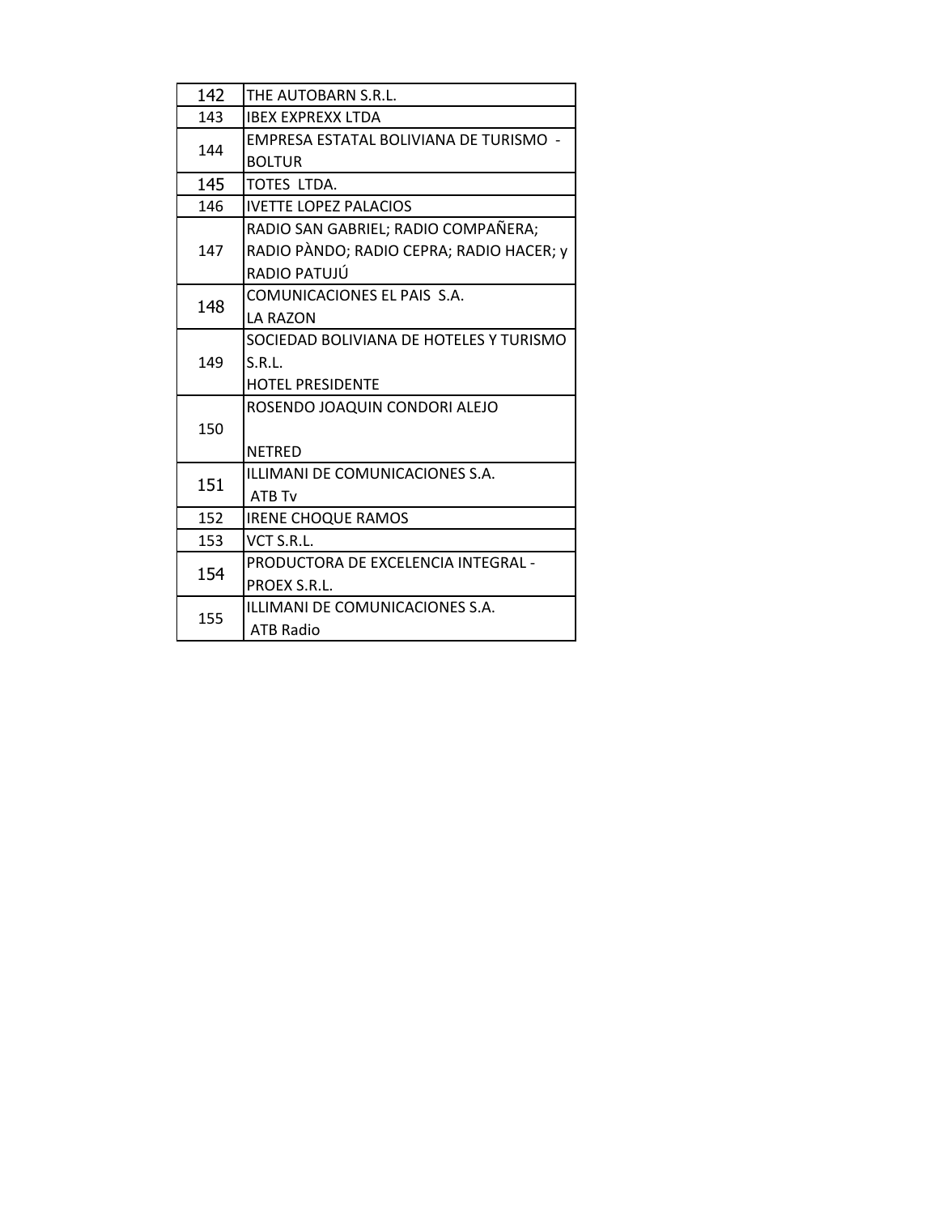| | |
|---|---|
| 142 | THE AUTOBARN S.R.L. |
| 143 | IBEX EXPREXX LTDA |
| 144 | EMPRESA ESTATAL BOLIVIANA DE TURISMO - BOLTUR |
| 145 | TOTES LTDA. |
| 146 | IVETTE LOPEZ PALACIOS |
| 147 | RADIO SAN GABRIEL; RADIO COMPAÑERA; RADIO PÀNDO; RADIO CEPRA; RADIO HACER; y RADIO PATUJÚ |
| 148 | COMUNICACIONES EL PAIS S.A. LA RAZON |
| 149 | SOCIEDAD BOLIVIANA DE HOTELES Y TURISMO S.R.L. HOTEL PRESIDENTE |
| 150 | ROSENDO JOAQUIN CONDORI ALEJO NETRED |
| 151 | ILLIMANI DE COMUNICACIONES S.A. ATB Tv |
| 152 | IRENE CHOQUE RAMOS |
| 153 | VCT S.R.L. |
| 154 | PRODUCTORA DE EXCELENCIA INTEGRAL - PROEX S.R.L. |
| 155 | ILLIMANI DE COMUNICACIONES S.A. ATB Radio |